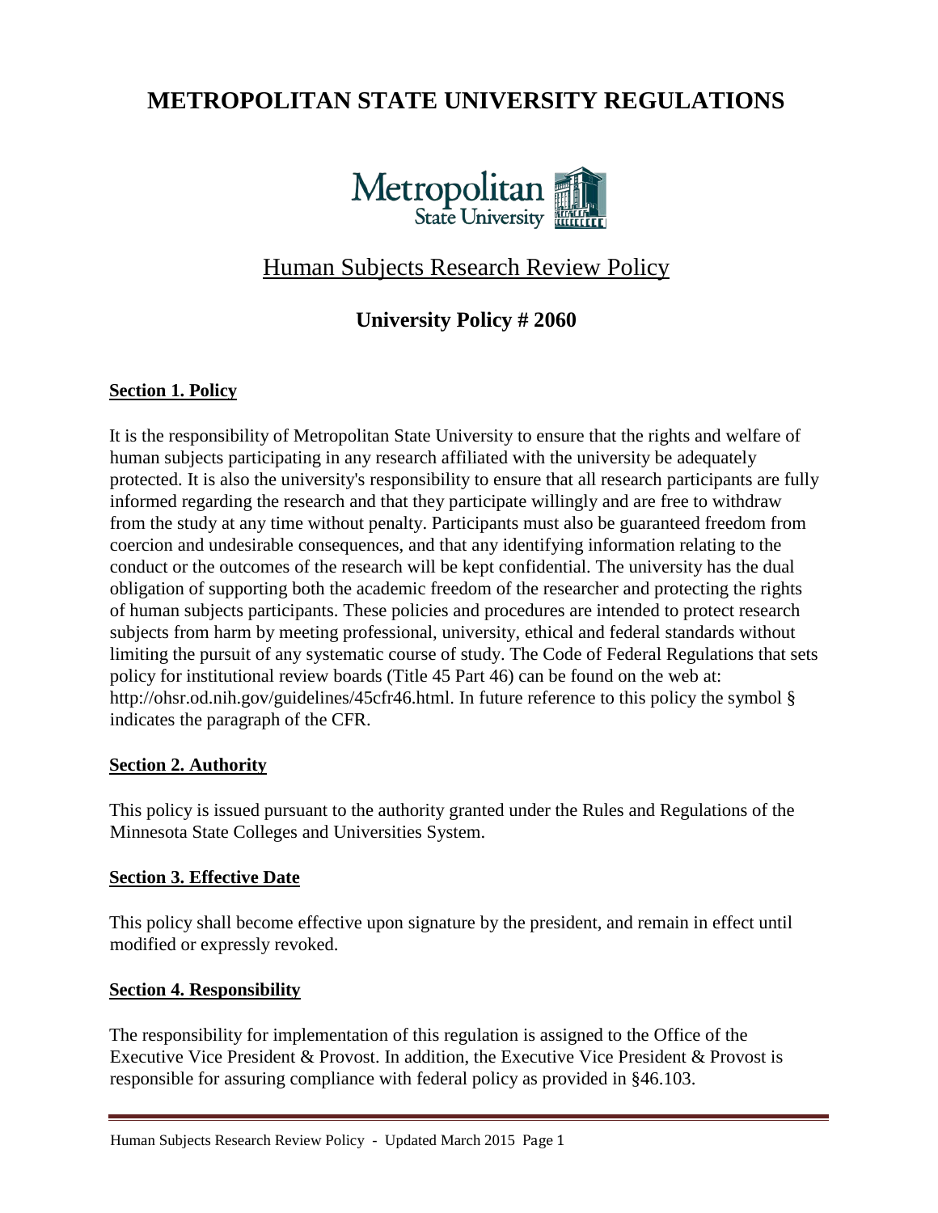# METROPOLITAN STATE UNIVERSITY REGULATIONS

## Human Subjects Research Review Policy

### University Policy # 2060

**Section 1. Policy**

It is the responsibility of Metropolitan State University to ensure that the rights and welfare of human subjects participating in any research affiliated with the university be adequately protected. It is also the university's responsibility to ensure that all research participants are fully informed regarding the research and that they participate willingly and are free to withdraw from the study at any time without penalty. Participants must also be guaranteed freedom from coercion and undesirable consequences, and that any identifying information relating to the conduct or the outcomes of the research will be kept confidential. The university has the dual obligation of supporting both the academic freedom of the researcher and protecting the rights of human subjects participants. These policies and procedures are intended to protect research subjects from harm by meeting professional, university, ethical and federal standards without limiting the pursuit of any systematic course of study. The Code of Federal Regulations that sets policy for institutional review boards (Title 45 Part 46) can be found on the web at: http://ohsr.od.nih.gov/guidelines/45cfr46.html. In future reference to this policy the symbol § indicates the paragraph of the CFR.

**Section 2. Authority**

This policy is issued pursuant to the authority granted under the Rules and Regulations of the Minnesota State Colleges and Universities System.

**Section 3. Effective Date**

This policy shall become effective upon signature by the president, and remain in effect until modified or expressly revoked.

**Section 4. Responsibility**

The responsibility for implementation of this regulation is assigned to the Office of the Executive Vice President & Provost. In addition, the Executive Vice President & Provost is responsible for assuring compliance with federal policy as provided in §46.103.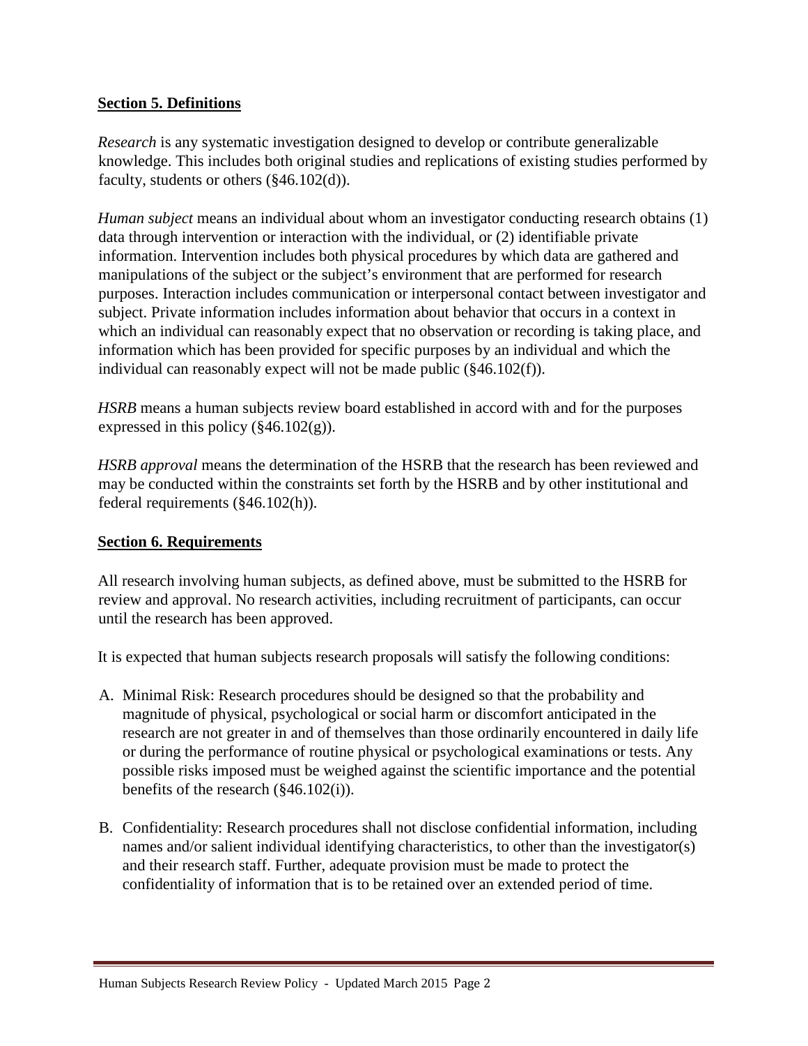## **Section 5. Definitions**

*Research* is any systematic investigation designed to develop or contribute generalizable knowledge. This includes both original studies and replications of existing studies performed by faculty, students or others (§46.102(d)).

*Human subject* means an individual about whom an investigator conducting research obtains (1) data through intervention or interaction with the individual, or (2) identifiable private information. Intervention includes both physical procedures by which data are gathered and manipulations of the subject or the subject's environment that are performed for research purposes. Interaction includes communication or interpersonal contact between investigator and subject. Private information includes information about behavior that occurs in a context in which an individual can reasonably expect that no observation or recording is taking place, and information which has been provided for specific purposes by an individual and which the individual can reasonably expect will not be made public (§46.102(f)).

*HSRB* means a human subjects review board established in accord with and for the purposes expressed in this policy (§46.102(g)).

*HSRB approval* means the determination of the HSRB that the research has been reviewed and may be conducted within the constraints set forth by the HSRB and by other institutional and federal requirements (§46.102(h)).

## **Section 6. Requirements**

All research involving human subjects, as defined above, must be submitted to the HSRB for review and approval. No research activities, including recruitment of participants, can occur until the research has been approved.

It is expected that human subjects research proposals will satisfy the following conditions:

A. Minimal Risk: Research procedures should be designed so that the probability and magnitude of physical, psychological or social harm or discomfort anticipated in the research are not greater in and of themselves than those ordinarily encountered in daily life or during the performance of routine physical or psychological examinations or tests. Any possible risks imposed must be weighed against the scientific importance and the potential benefits of the research (§46.102(i)).

B. Confidentiality: Research procedures shall not disclose confidential information, including names and/or salient individual identifying characteristics, to other than the investigator(s) and their research staff. Further, adequate provision must be made to protect the confidentiality of information that is to be retained over an extended period of time.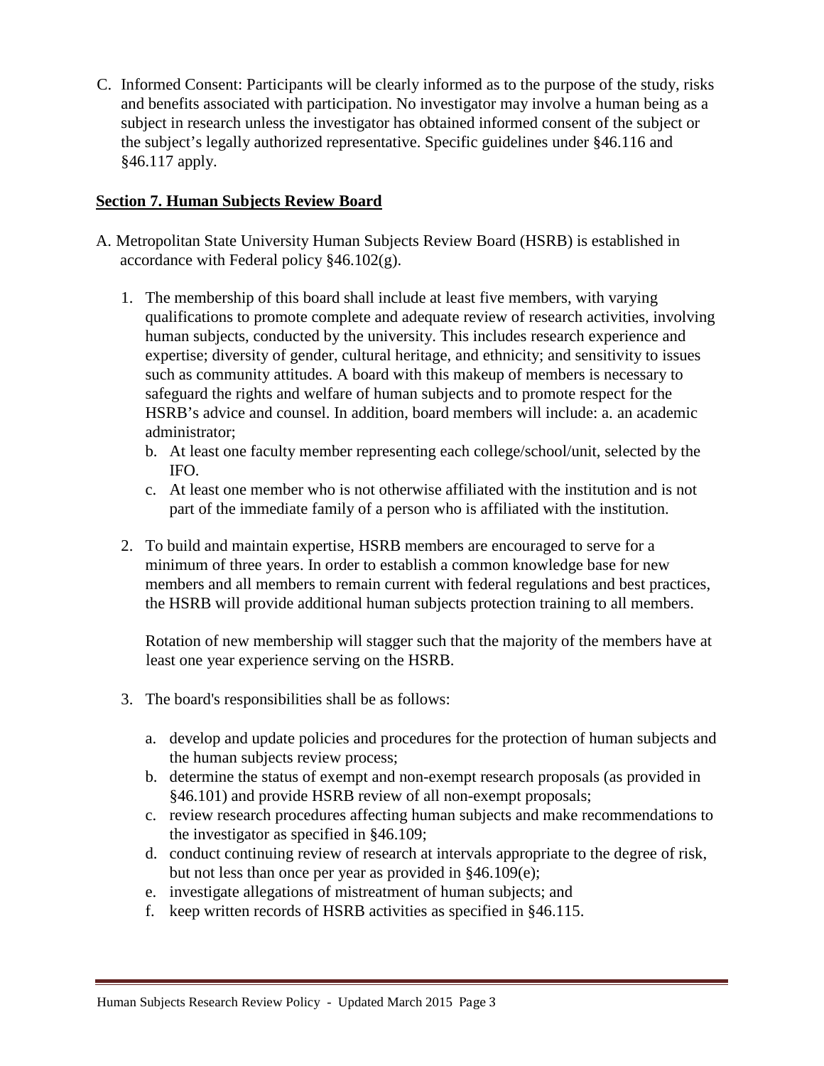C. Informed Consent: Participants will be clearly informed as to the purpose of the study, risks and benefits associated with participation. No investigator may involve a human being as a subject in research unless the investigator has obtained informed consent of the subject or the subject's legally authorized representative. Specific guidelines under §46.116 and §46.117 apply.

## Section 7. Human Subjects Review Board

A. Metropolitan State University Human Subjects Review Board (HSRB) is established in accordance with Federal policy §46.102(g).

1. The membership of this board shall include at least five members, with varying qualifications to promote complete and adequate review of research activities, involving human subjects, conducted by the university. This includes research experience and expertise; diversity of gender, cultural heritage, and ethnicity; and sensitivity to issues such as community attitudes. A board with this makeup of members is necessary to safeguard the rights and welfare of human subjects and to promote respect for the HSRB's advice and counsel. In addition, board members will include: a. an academic administrator;
   b. At least one faculty member representing each college/school/unit, selected by the IFO.
   c. At least one member who is not otherwise affiliated with the institution and is not part of the immediate family of a person who is affiliated with the institution.

2. To build and maintain expertise, HSRB members are encouraged to serve for a minimum of three years. In order to establish a common knowledge base for new members and all members to remain current with federal regulations and best practices, the HSRB will provide additional human subjects protection training to all members.

   Rotation of new membership will stagger such that the majority of the members have at least one year experience serving on the HSRB.

3. The board's responsibilities shall be as follows:

   a. develop and update policies and procedures for the protection of human subjects and the human subjects review process;
   b. determine the status of exempt and non-exempt research proposals (as provided in §46.101) and provide HSRB review of all non-exempt proposals;
   c. review research procedures affecting human subjects and make recommendations to the investigator as specified in §46.109;
   d. conduct continuing review of research at intervals appropriate to the degree of risk, but not less than once per year as provided in §46.109(e);
   e. investigate allegations of mistreatment of human subjects; and
   f. keep written records of HSRB activities as specified in §46.115.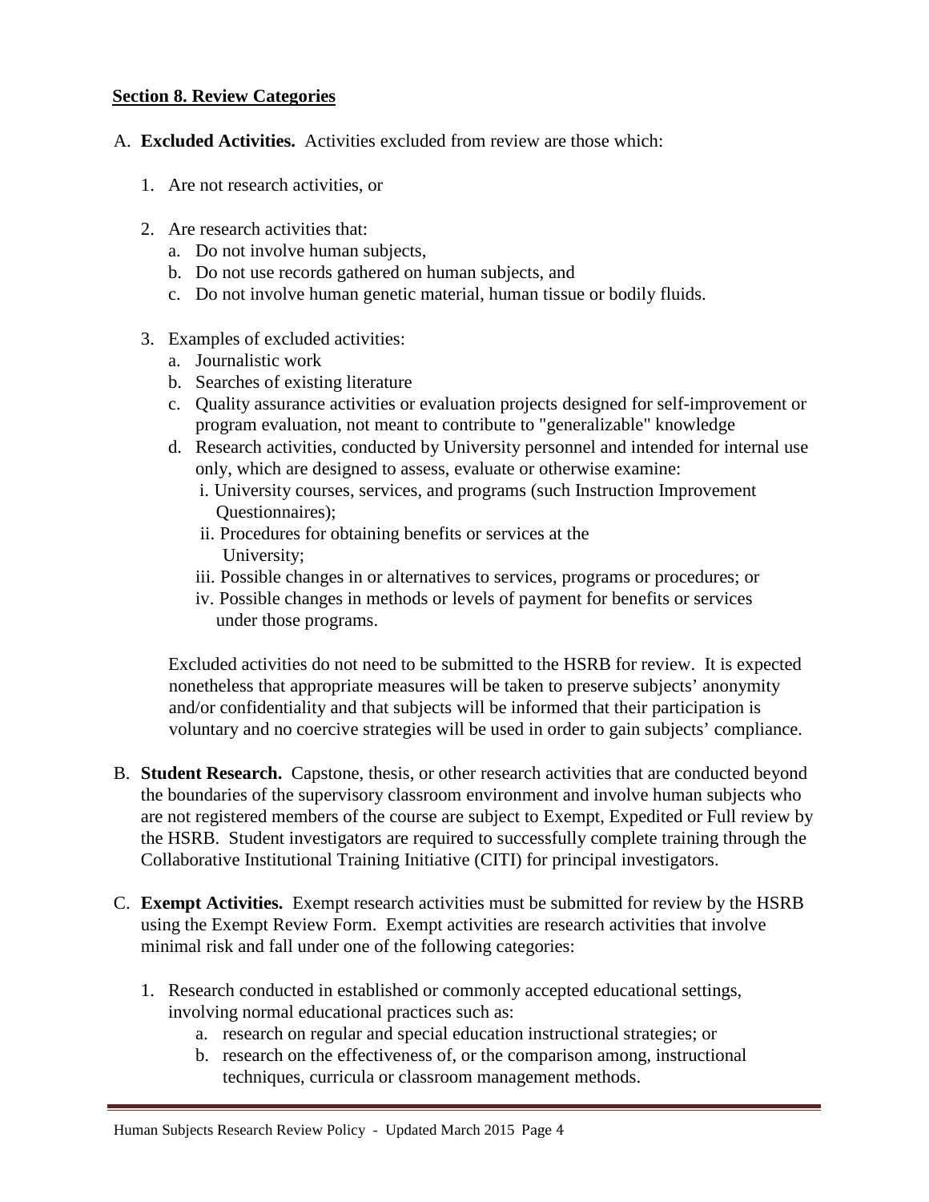## Section 8. Review Categories

A. **Excluded Activities.** Activities excluded from review are those which:

1. Are not research activities, or

2. Are research activities that:
   a. Do not involve human subjects,
   b. Do not use records gathered on human subjects, and
   c. Do not involve human genetic material, human tissue or bodily fluids.

3. Examples of excluded activities:
   a. Journalistic work
   b. Searches of existing literature
   c. Quality assurance activities or evaluation projects designed for self-improvement or program evaluation, not meant to contribute to "generalizable" knowledge
   d. Research activities, conducted by University personnel and intended for internal use only, which are designed to assess, evaluate or otherwise examine:
      i. University courses, services, and programs (such Instruction Improvement Questionnaires);
      ii. Procedures for obtaining benefits or services at the University;
      iii. Possible changes in or alternatives to services, programs or procedures; or
      iv. Possible changes in methods or levels of payment for benefits or services under those programs.

   Excluded activities do not need to be submitted to the HSRB for review. It is expected nonetheless that appropriate measures will be taken to preserve subjects' anonymity and/or confidentiality and that subjects will be informed that their participation is voluntary and no coercive strategies will be used in order to gain subjects' compliance.

B. **Student Research.** Capstone, thesis, or other research activities that are conducted beyond the boundaries of the supervisory classroom environment and involve human subjects who are not registered members of the course are subject to Exempt, Expedited or Full review by the HSRB. Student investigators are required to successfully complete training through the Collaborative Institutional Training Initiative (CITI) for principal investigators.

C. **Exempt Activities.** Exempt research activities must be submitted for review by the HSRB using the Exempt Review Form. Exempt activities are research activities that involve minimal risk and fall under one of the following categories:

1. Research conducted in established or commonly accepted educational settings, involving normal educational practices such as:
   a. research on regular and special education instructional strategies; or
   b. research on the effectiveness of, or the comparison among, instructional techniques, curricula or classroom management methods.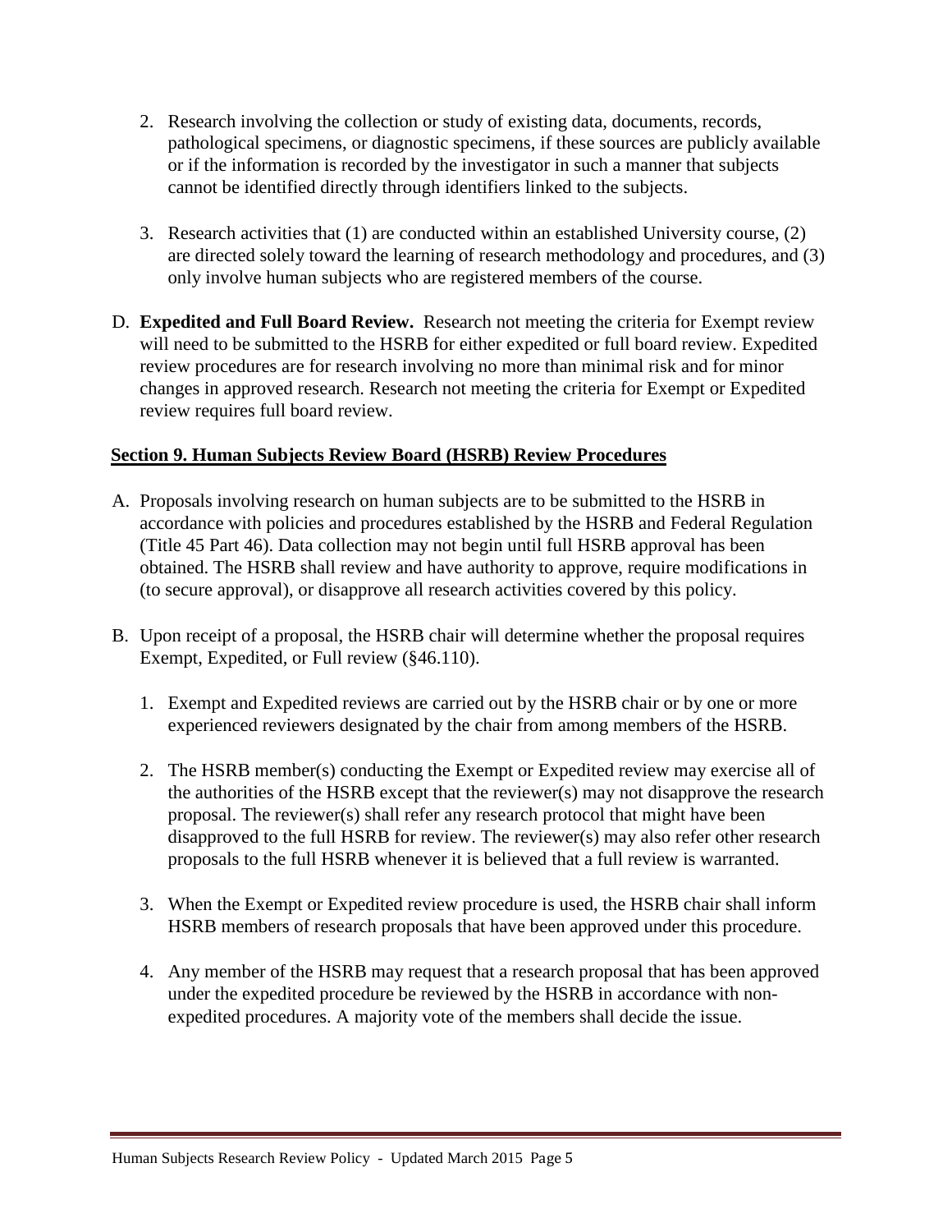2. Research involving the collection or study of existing data, documents, records, pathological specimens, or diagnostic specimens, if these sources are publicly available or if the information is recorded by the investigator in such a manner that subjects cannot be identified directly through identifiers linked to the subjects.

3. Research activities that (1) are conducted within an established University course, (2) are directed solely toward the learning of research methodology and procedures, and (3) only involve human subjects who are registered members of the course.

D. **Expedited and Full Board Review.** Research not meeting the criteria for Exempt review will need to be submitted to the HSRB for either expedited or full board review. Expedited review procedures are for research involving no more than minimal risk and for minor changes in approved research. Research not meeting the criteria for Exempt or Expedited review requires full board review.

## Section 9. Human Subjects Review Board (HSRB) Review Procedures

A. Proposals involving research on human subjects are to be submitted to the HSRB in accordance with policies and procedures established by the HSRB and Federal Regulation (Title 45 Part 46). Data collection may not begin until full HSRB approval has been obtained. The HSRB shall review and have authority to approve, require modifications in (to secure approval), or disapprove all research activities covered by this policy.

B. Upon receipt of a proposal, the HSRB chair will determine whether the proposal requires Exempt, Expedited, or Full review (§46.110).

   1. Exempt and Expedited reviews are carried out by the HSRB chair or by one or more experienced reviewers designated by the chair from among members of the HSRB.

   2. The HSRB member(s) conducting the Exempt or Expedited review may exercise all of the authorities of the HSRB except that the reviewer(s) may not disapprove the research proposal. The reviewer(s) shall refer any research protocol that might have been disapproved to the full HSRB for review. The reviewer(s) may also refer other research proposals to the full HSRB whenever it is believed that a full review is warranted.

   3. When the Exempt or Expedited review procedure is used, the HSRB chair shall inform HSRB members of research proposals that have been approved under this procedure.

   4. Any member of the HSRB may request that a research proposal that has been approved under the expedited procedure be reviewed by the HSRB in accordance with non-expedited procedures. A majority vote of the members shall decide the issue.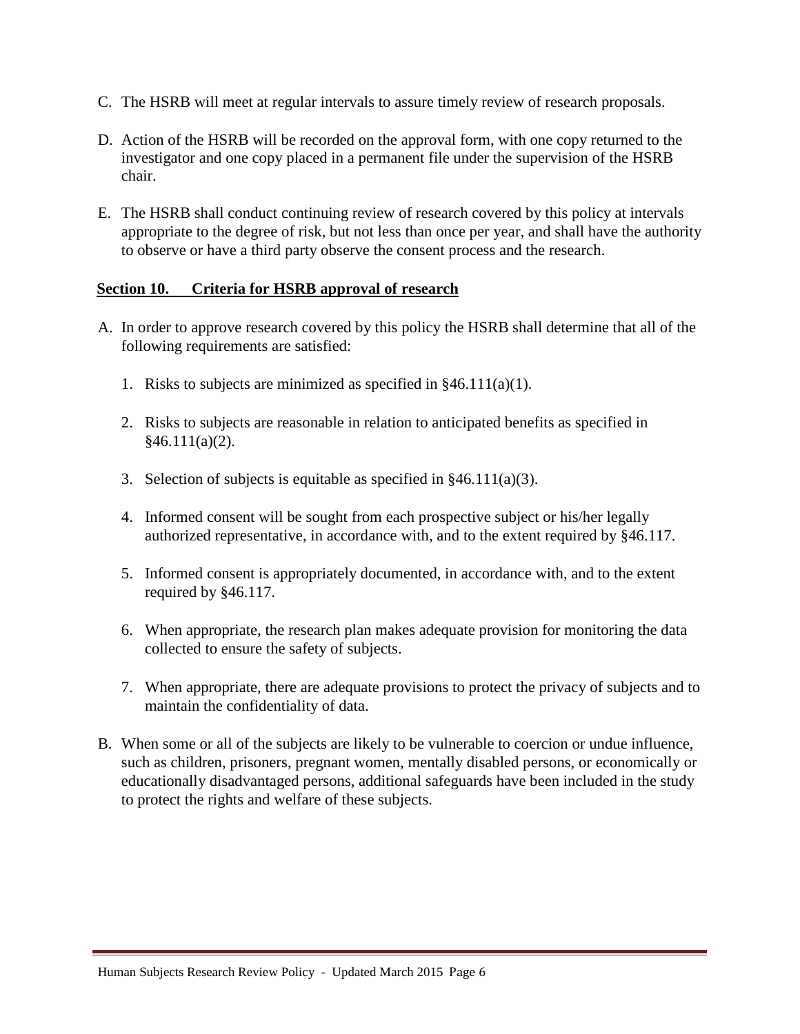C. The HSRB will meet at regular intervals to assure timely review of research proposals.

D. Action of the HSRB will be recorded on the approval form, with one copy returned to the investigator and one copy placed in a permanent file under the supervision of the HSRB chair.

E. The HSRB shall conduct continuing review of research covered by this policy at intervals appropriate to the degree of risk, but not less than once per year, and shall have the authority to observe or have a third party observe the consent process and the research.

## Section 10. Criteria for HSRB approval of research

A. In order to approve research covered by this policy the HSRB shall determine that all of the following requirements are satisfied:

   1. Risks to subjects are minimized as specified in §46.111(a)(1).

   2. Risks to subjects are reasonable in relation to anticipated benefits as specified in §46.111(a)(2).

   3. Selection of subjects is equitable as specified in §46.111(a)(3).

   4. Informed consent will be sought from each prospective subject or his/her legally authorized representative, in accordance with, and to the extent required by §46.117.

   5. Informed consent is appropriately documented, in accordance with, and to the extent required by §46.117.

   6. When appropriate, the research plan makes adequate provision for monitoring the data collected to ensure the safety of subjects.

   7. When appropriate, there are adequate provisions to protect the privacy of subjects and to maintain the confidentiality of data.

B. When some or all of the subjects are likely to be vulnerable to coercion or undue influence, such as children, prisoners, pregnant women, mentally disabled persons, or economically or educationally disadvantaged persons, additional safeguards have been included in the study to protect the rights and welfare of these subjects.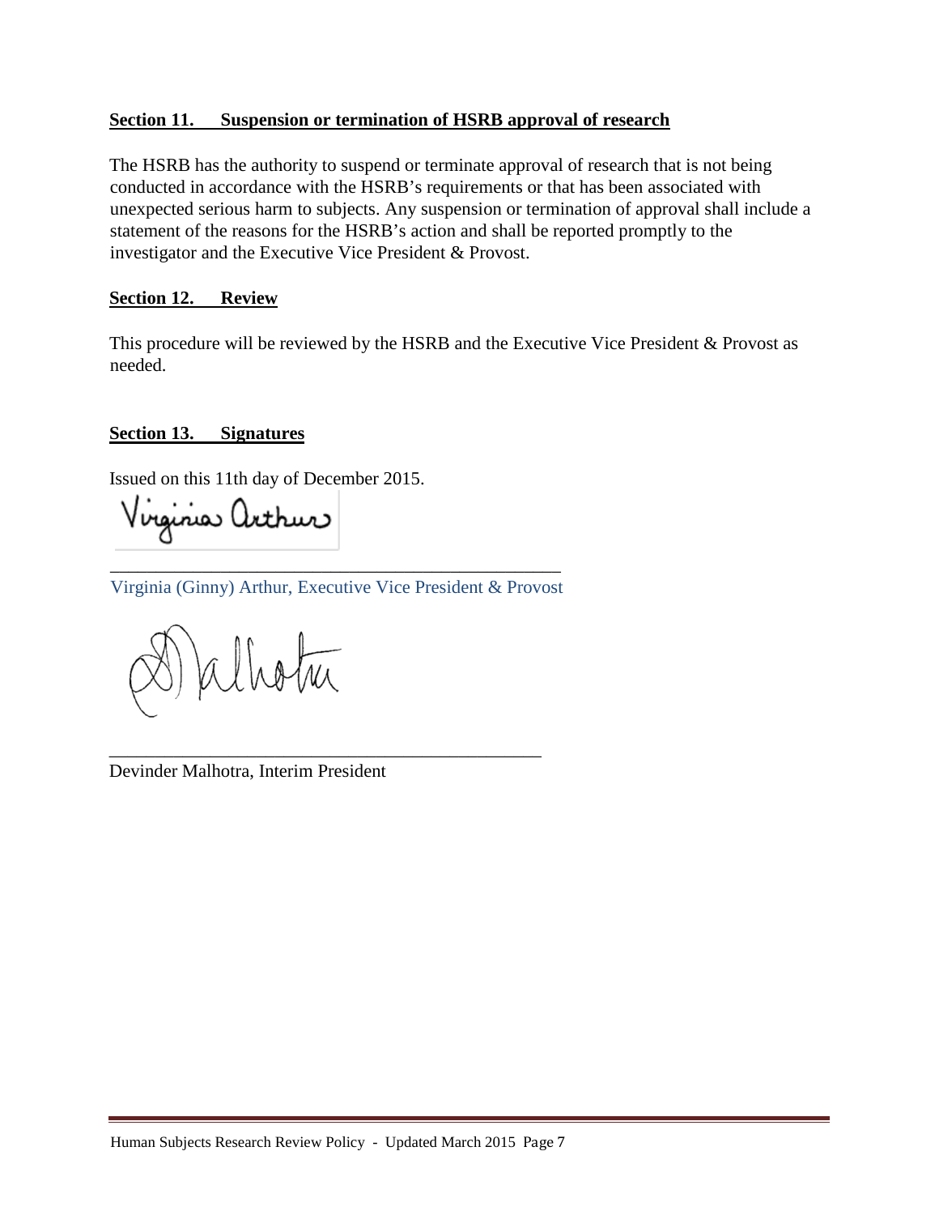**Section 11. Suspension or termination of HSRB approval of research**

The HSRB has the authority to suspend or terminate approval of research that is not being conducted in accordance with the HSRB's requirements or that has been associated with unexpected serious harm to subjects. Any suspension or termination of approval shall include a statement of the reasons for the HSRB's action and shall be reported promptly to the investigator and the Executive Vice President & Provost.

**Section 12. Review**

This procedure will be reviewed by the HSRB and the Executive Vice President & Provost as needed.

**Section 13. Signatures**

Issued on this 11th day of December 2015.

Virginia Arthur

_______________________________________________

Virginia (Ginny) Arthur, Executive Vice President & Provost

Malhotra

_______________________________________________

Devinder Malhotra, Interim President